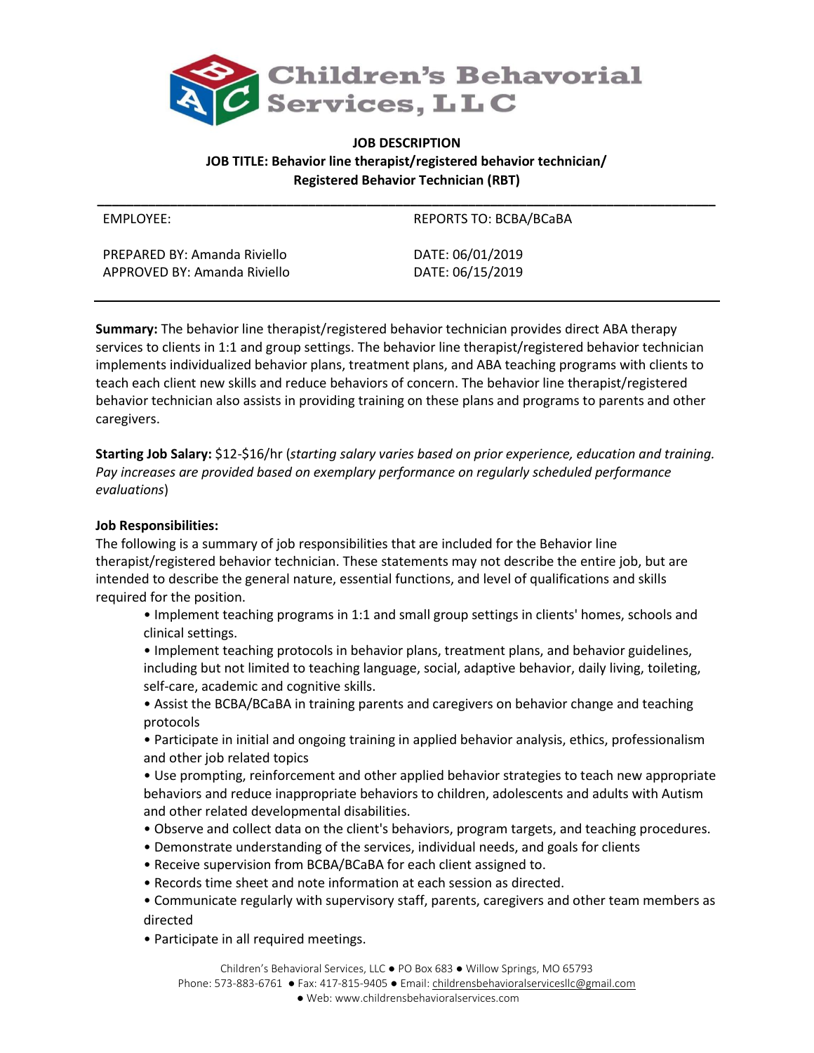# Children's Behavioral Services, LLC

**JOB DESCRIPTION**
**JOB TITLE: Behavior line therapist/registered behavior technician/ Registered Behavior Technician (RBT)**

| | |
|---|---|
| EMPLOYEE: | REPORTS TO: BCBA/BCaBA |
| PREPARED BY: Amanda Riviello | DATE: 06/01/2019 |
| APPROVED BY: Amanda Riviello | DATE: 06/15/2019 |

**Summary:** The behavior line therapist/registered behavior technician provides direct ABA therapy services to clients in 1:1 and group settings. The behavior line therapist/registered behavior technician implements individualized behavior plans, treatment plans, and ABA teaching programs with clients to teach each client new skills and reduce behaviors of concern. The behavior line therapist/registered behavior technician also assists in providing training on these plans and programs to parents and other caregivers.

**Starting Job Salary:** $12-$16/hr (*starting salary varies based on prior experience, education and training. Pay increases are provided based on exemplary performance on regularly scheduled performance evaluations*)

**Job Responsibilities:**
The following is a summary of job responsibilities that are included for the Behavior line therapist/registered behavior technician. These statements may not describe the entire job, but are intended to describe the general nature, essential functions, and level of qualifications and skills required for the position.

- Implement teaching programs in 1:1 and small group settings in clients' homes, schools and clinical settings.
- Implement teaching protocols in behavior plans, treatment plans, and behavior guidelines, including but not limited to teaching language, social, adaptive behavior, daily living, toileting, self-care, academic and cognitive skills.
- Assist the BCBA/BCaBA in training parents and caregivers on behavior change and teaching protocols
- Participate in initial and ongoing training in applied behavior analysis, ethics, professionalism and other job related topics
- Use prompting, reinforcement and other applied behavior strategies to teach new appropriate behaviors and reduce inappropriate behaviors to children, adolescents and adults with Autism and other related developmental disabilities.
- Observe and collect data on the client's behaviors, program targets, and teaching procedures.
- Demonstrate understanding of the services, individual needs, and goals for clients
- Receive supervision from BCBA/BCaBA for each client assigned to.
- Records time sheet and note information at each session as directed.
- Communicate regularly with supervisory staff, parents, caregivers and other team members as directed
- Participate in all required meetings.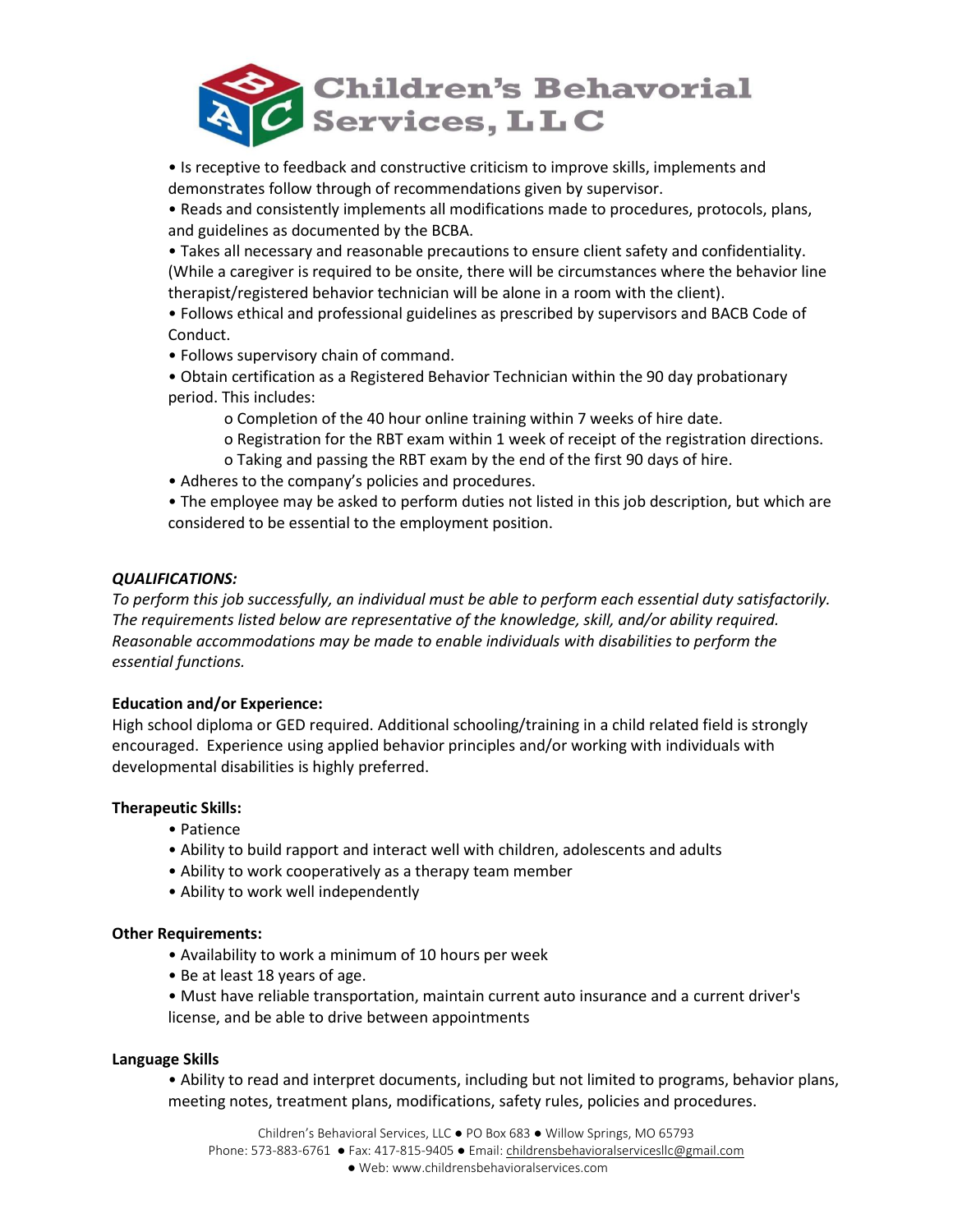- Is receptive to feedback and constructive criticism to improve skills, implements and demonstrates follow through of recommendations given by supervisor.
- Reads and consistently implements all modifications made to procedures, protocols, plans, and guidelines as documented by the BCBA.
- Takes all necessary and reasonable precautions to ensure client safety and confidentiality. (While a caregiver is required to be onsite, there will be circumstances where the behavior line therapist/registered behavior technician will be alone in a room with the client).
- Follows ethical and professional guidelines as prescribed by supervisors and BACB Code of Conduct.
- Follows supervisory chain of command.
- Obtain certification as a Registered Behavior Technician within the 90 day probationary period. This includes:
  - Completion of the 40 hour online training within 7 weeks of hire date.
  - Registration for the RBT exam within 1 week of receipt of the registration directions.
  - Taking and passing the RBT exam by the end of the first 90 days of hire.
- Adheres to the company's policies and procedures.
- The employee may be asked to perform duties not listed in this job description, but which are considered to be essential to the employment position.

***QUALIFICATIONS:***

*To perform this job successfully, an individual must be able to perform each essential duty satisfactorily. The requirements listed below are representative of the knowledge, skill, and/or ability required. Reasonable accommodations may be made to enable individuals with disabilities to perform the essential functions.*

**Education and/or Experience:**

High school diploma or GED required. Additional schooling/training in a child related field is strongly encouraged. Experience using applied behavior principles and/or working with individuals with developmental disabilities is highly preferred.

**Therapeutic Skills:**

- Patience
- Ability to build rapport and interact well with children, adolescents and adults
- Ability to work cooperatively as a therapy team member
- Ability to work well independently

**Other Requirements:**

- Availability to work a minimum of 10 hours per week
- Be at least 18 years of age.
- Must have reliable transportation, maintain current auto insurance and a current driver's license, and be able to drive between appointments

**Language Skills**

- Ability to read and interpret documents, including but not limited to programs, behavior plans, meeting notes, treatment plans, modifications, safety rules, policies and procedures.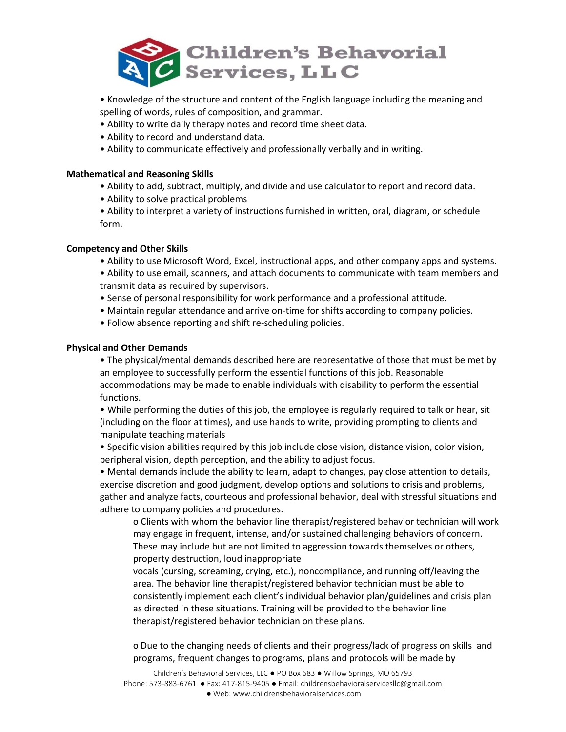- Knowledge of the structure and content of the English language including the meaning and spelling of words, rules of composition, and grammar.
- Ability to write daily therapy notes and record time sheet data.
- Ability to record and understand data.
- Ability to communicate effectively and professionally verbally and in writing.

**Mathematical and Reasoning Skills**

- Ability to add, subtract, multiply, and divide and use calculator to report and record data.
- Ability to solve practical problems
- Ability to interpret a variety of instructions furnished in written, oral, diagram, or schedule form.

**Competency and Other Skills**

- Ability to use Microsoft Word, Excel, instructional apps, and other company apps and systems.
- Ability to use email, scanners, and attach documents to communicate with team members and transmit data as required by supervisors.
- Sense of personal responsibility for work performance and a professional attitude.
- Maintain regular attendance and arrive on-time for shifts according to company policies.
- Follow absence reporting and shift re-scheduling policies.

**Physical and Other Demands**

- The physical/mental demands described here are representative of those that must be met by an employee to successfully perform the essential functions of this job. Reasonable accommodations may be made to enable individuals with disability to perform the essential functions.
- While performing the duties of this job, the employee is regularly required to talk or hear, sit (including on the floor at times), and use hands to write, providing prompting to clients and manipulate teaching materials
- Specific vision abilities required by this job include close vision, distance vision, color vision, peripheral vision, depth perception, and the ability to adjust focus.
- Mental demands include the ability to learn, adapt to changes, pay close attention to details, exercise discretion and good judgment, develop options and solutions to crisis and problems, gather and analyze facts, courteous and professional behavior, deal with stressful situations and adhere to company policies and procedures.
  - Clients with whom the behavior line therapist/registered behavior technician will work may engage in frequent, intense, and/or sustained challenging behaviors of concern. These may include but are not limited to aggression towards themselves or others, property destruction, loud inappropriate vocals (cursing, screaming, crying, etc.), noncompliance, and running off/leaving the area. The behavior line therapist/registered behavior technician must be able to consistently implement each client's individual behavior plan/guidelines and crisis plan as directed in these situations. Training will be provided to the behavior line therapist/registered behavior technician on these plans.

  - Due to the changing needs of clients and their progress/lack of progress on skills and programs, frequent changes to programs, plans and protocols will be made by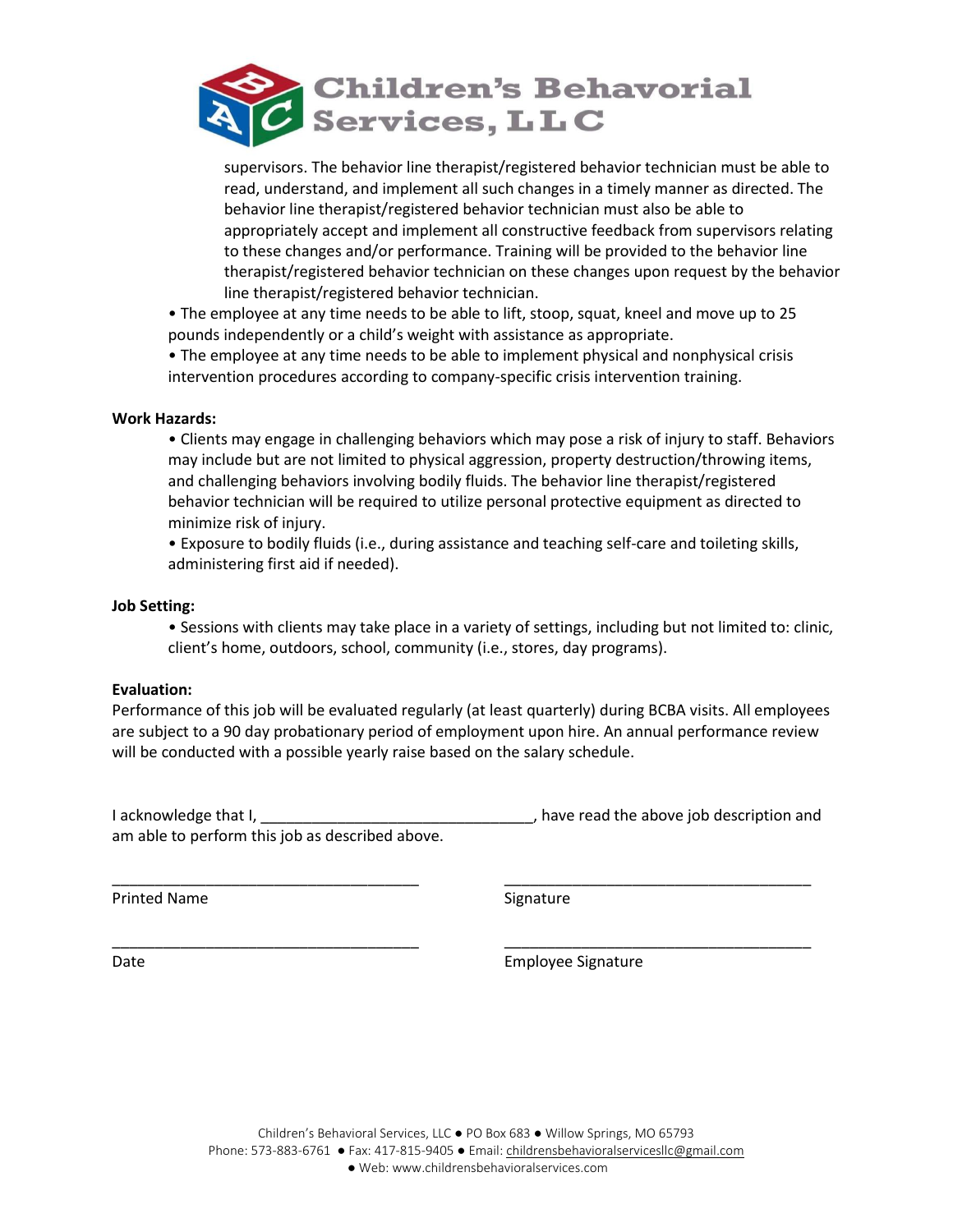supervisors. The behavior line therapist/registered behavior technician must be able to read, understand, and implement all such changes in a timely manner as directed. The behavior line therapist/registered behavior technician must also be able to appropriately accept and implement all constructive feedback from supervisors relating to these changes and/or performance. Training will be provided to the behavior line therapist/registered behavior technician on these changes upon request by the behavior line therapist/registered behavior technician.

- The employee at any time needs to be able to lift, stoop, squat, kneel and move up to 25 pounds independently or a child's weight with assistance as appropriate.
- The employee at any time needs to be able to implement physical and nonphysical crisis intervention procedures according to company-specific crisis intervention training.

**Work Hazards:**

- Clients may engage in challenging behaviors which may pose a risk of injury to staff. Behaviors may include but are not limited to physical aggression, property destruction/throwing items, and challenging behaviors involving bodily fluids. The behavior line therapist/registered behavior technician will be required to utilize personal protective equipment as directed to minimize risk of injury.
- Exposure to bodily fluids (i.e., during assistance and teaching self-care and toileting skills, administering first aid if needed).

**Job Setting:**

- Sessions with clients may take place in a variety of settings, including but not limited to: clinic, client's home, outdoors, school, community (i.e., stores, day programs).

**Evaluation:**

Performance of this job will be evaluated regularly (at least quarterly) during BCBA visits. All employees are subject to a 90 day probationary period of employment upon hire. An annual performance review will be conducted with a possible yearly raise based on the salary schedule.

I acknowledge that I, _______________________________, have read the above job description and am able to perform this job as described above.

___________________________________ ___________________________________

Printed Name Signature

___________________________________ ___________________________________

Date Employee Signature

Children's Behavioral Services, LLC ● PO Box 683 ● Willow Springs, MO 65793
Phone: 573-883-6761 ● Fax: 417-815-9405 ● Email: childrensbehavioralservicesllc@gmail.com
● Web: www.childrensbehavioralservices.com